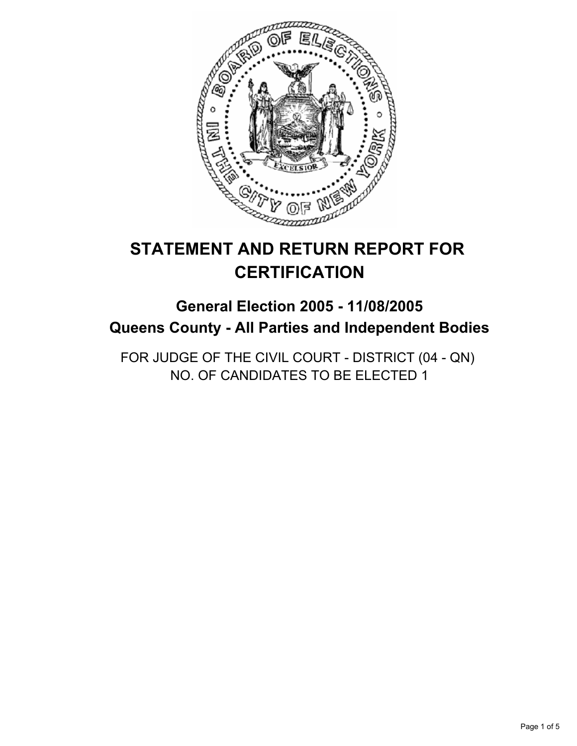# STATEMENT AND RETURN REPORT FOR CERTIFICATION

## General Election 2005 - 11/08/2005
## Queens County - All Parties and Independent Bodies

FOR JUDGE OF THE CIVIL COURT - DISTRICT (04 - QN)
NO. OF CANDIDATES TO BE ELECTED 1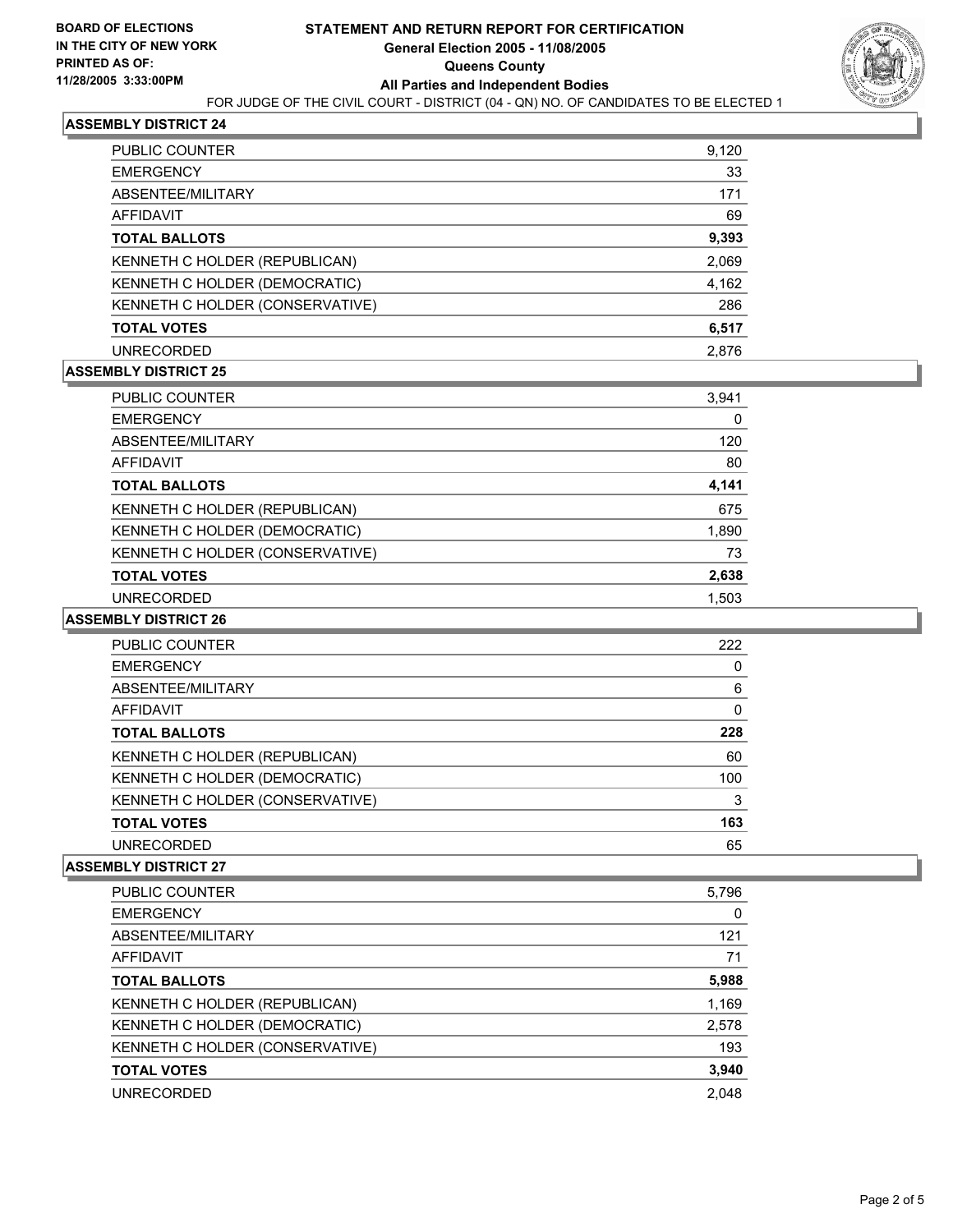**BOARD OF ELECTIONS IN THE CITY OF NEW YORK PRINTED AS OF: 11/28/2005 3:33:00PM**

# STATEMENT AND RETURN REPORT FOR CERTIFICATION
## General Election 2005 - 11/08/2005
## Queens County
## All Parties and Independent Bodies

FOR JUDGE OF THE CIVIL COURT - DISTRICT (04 - QN) NO. OF CANDIDATES TO BE ELECTED 1

### ASSEMBLY DISTRICT 24

| | |
|---|---|
| PUBLIC COUNTER | 9,120 |
| EMERGENCY | 33 |
| ABSENTEE/MILITARY | 171 |
| AFFIDAVIT | 69 |
| **TOTAL BALLOTS** | **9,393** |
| KENNETH C HOLDER (REPUBLICAN) | 2,069 |
| KENNETH C HOLDER (DEMOCRATIC) | 4,162 |
| KENNETH C HOLDER (CONSERVATIVE) | 286 |
| **TOTAL VOTES** | **6,517** |
| UNRECORDED | 2,876 |

### ASSEMBLY DISTRICT 25

| | |
|---|---|
| PUBLIC COUNTER | 3,941 |
| EMERGENCY | 0 |
| ABSENTEE/MILITARY | 120 |
| AFFIDAVIT | 80 |
| **TOTAL BALLOTS** | **4,141** |
| KENNETH C HOLDER (REPUBLICAN) | 675 |
| KENNETH C HOLDER (DEMOCRATIC) | 1,890 |
| KENNETH C HOLDER (CONSERVATIVE) | 73 |
| **TOTAL VOTES** | **2,638** |
| UNRECORDED | 1,503 |

### ASSEMBLY DISTRICT 26

| | |
|---|---|
| PUBLIC COUNTER | 222 |
| EMERGENCY | 0 |
| ABSENTEE/MILITARY | 6 |
| AFFIDAVIT | 0 |
| **TOTAL BALLOTS** | **228** |
| KENNETH C HOLDER (REPUBLICAN) | 60 |
| KENNETH C HOLDER (DEMOCRATIC) | 100 |
| KENNETH C HOLDER (CONSERVATIVE) | 3 |
| **TOTAL VOTES** | **163** |
| UNRECORDED | 65 |

### ASSEMBLY DISTRICT 27

| | |
|---|---|
| PUBLIC COUNTER | 5,796 |
| EMERGENCY | 0 |
| ABSENTEE/MILITARY | 121 |
| AFFIDAVIT | 71 |
| **TOTAL BALLOTS** | **5,988** |
| KENNETH C HOLDER (REPUBLICAN) | 1,169 |
| KENNETH C HOLDER (DEMOCRATIC) | 2,578 |
| KENNETH C HOLDER (CONSERVATIVE) | 193 |
| **TOTAL VOTES** | **3,940** |
| UNRECORDED | 2,048 |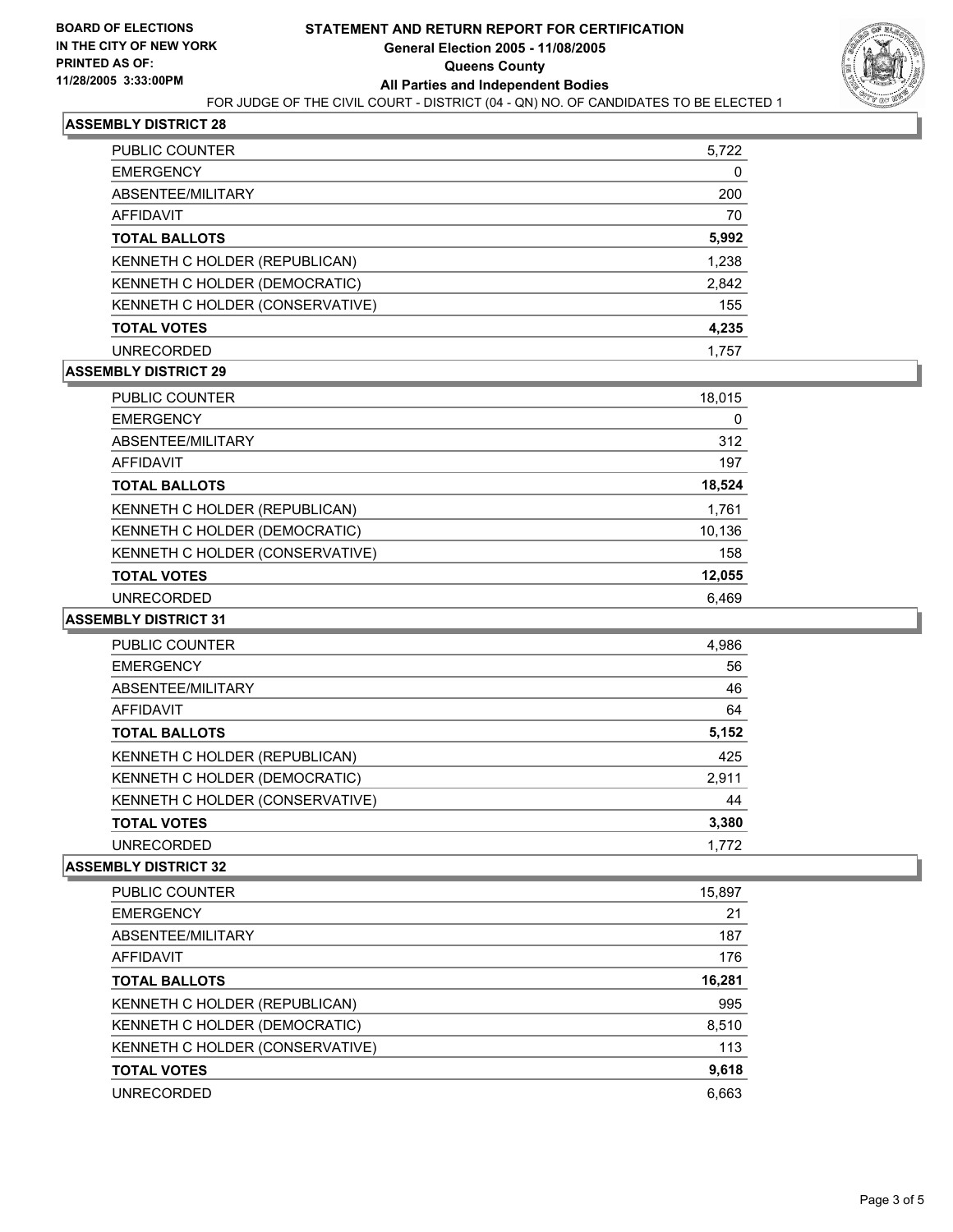**BOARD OF ELECTIONS IN THE CITY OF NEW YORK PRINTED AS OF: 11/28/2005 3:33:00PM**

# STATEMENT AND RETURN REPORT FOR CERTIFICATION
## General Election 2005 - 11/08/2005
## Queens County
## All Parties and Independent Bodies

FOR JUDGE OF THE CIVIL COURT - DISTRICT (04 - QN) NO. OF CANDIDATES TO BE ELECTED 1

### ASSEMBLY DISTRICT 28

| | |
|---|---|
| PUBLIC COUNTER | 5,722 |
| EMERGENCY | 0 |
| ABSENTEE/MILITARY | 200 |
| AFFIDAVIT | 70 |
| **TOTAL BALLOTS** | **5,992** |
| KENNETH C HOLDER (REPUBLICAN) | 1,238 |
| KENNETH C HOLDER (DEMOCRATIC) | 2,842 |
| KENNETH C HOLDER (CONSERVATIVE) | 155 |
| **TOTAL VOTES** | **4,235** |
| UNRECORDED | 1,757 |

### ASSEMBLY DISTRICT 29

| | |
|---|---|
| PUBLIC COUNTER | 18,015 |
| EMERGENCY | 0 |
| ABSENTEE/MILITARY | 312 |
| AFFIDAVIT | 197 |
| **TOTAL BALLOTS** | **18,524** |
| KENNETH C HOLDER (REPUBLICAN) | 1,761 |
| KENNETH C HOLDER (DEMOCRATIC) | 10,136 |
| KENNETH C HOLDER (CONSERVATIVE) | 158 |
| **TOTAL VOTES** | **12,055** |
| UNRECORDED | 6,469 |

### ASSEMBLY DISTRICT 31

| | |
|---|---|
| PUBLIC COUNTER | 4,986 |
| EMERGENCY | 56 |
| ABSENTEE/MILITARY | 46 |
| AFFIDAVIT | 64 |
| **TOTAL BALLOTS** | **5,152** |
| KENNETH C HOLDER (REPUBLICAN) | 425 |
| KENNETH C HOLDER (DEMOCRATIC) | 2,911 |
| KENNETH C HOLDER (CONSERVATIVE) | 44 |
| **TOTAL VOTES** | **3,380** |
| UNRECORDED | 1,772 |

### ASSEMBLY DISTRICT 32

| | |
|---|---|
| PUBLIC COUNTER | 15,897 |
| EMERGENCY | 21 |
| ABSENTEE/MILITARY | 187 |
| AFFIDAVIT | 176 |
| **TOTAL BALLOTS** | **16,281** |
| KENNETH C HOLDER (REPUBLICAN) | 995 |
| KENNETH C HOLDER (DEMOCRATIC) | 8,510 |
| KENNETH C HOLDER (CONSERVATIVE) | 113 |
| **TOTAL VOTES** | **9,618** |
| UNRECORDED | 6,663 |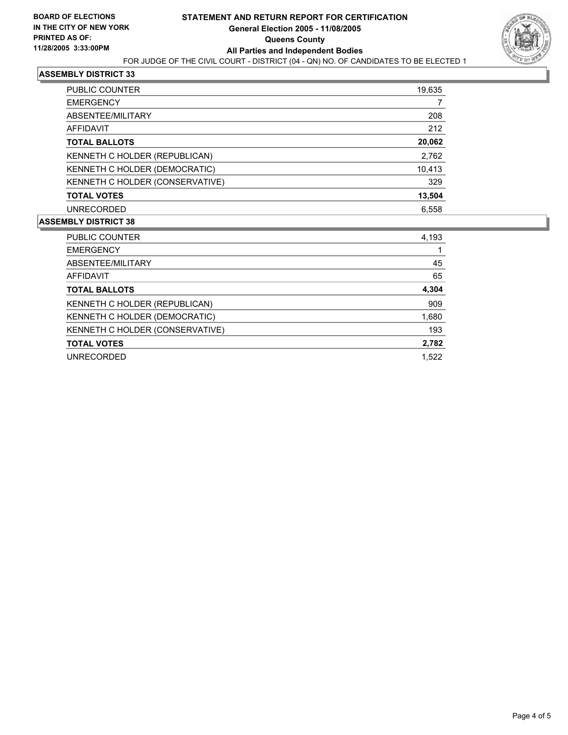**BOARD OF ELECTIONS IN THE CITY OF NEW YORK**
**PRINTED AS OF: 11/28/2005 3:33:00PM**

# STATEMENT AND RETURN REPORT FOR CERTIFICATION
## General Election 2005 - 11/08/2005
## Queens County
## All Parties and Independent Bodies

FOR JUDGE OF THE CIVIL COURT - DISTRICT (04 - QN) NO. OF CANDIDATES TO BE ELECTED 1

### ASSEMBLY DISTRICT 33

| | |
|---|---|
| PUBLIC COUNTER | 19,635 |
| EMERGENCY | 7 |
| ABSENTEE/MILITARY | 208 |
| AFFIDAVIT | 212 |
| **TOTAL BALLOTS** | **20,062** |
| KENNETH C HOLDER (REPUBLICAN) | 2,762 |
| KENNETH C HOLDER (DEMOCRATIC) | 10,413 |
| KENNETH C HOLDER (CONSERVATIVE) | 329 |
| **TOTAL VOTES** | **13,504** |
| UNRECORDED | 6,558 |

### ASSEMBLY DISTRICT 38

| | |
|---|---|
| PUBLIC COUNTER | 4,193 |
| EMERGENCY | 1 |
| ABSENTEE/MILITARY | 45 |
| AFFIDAVIT | 65 |
| **TOTAL BALLOTS** | **4,304** |
| KENNETH C HOLDER (REPUBLICAN) | 909 |
| KENNETH C HOLDER (DEMOCRATIC) | 1,680 |
| KENNETH C HOLDER (CONSERVATIVE) | 193 |
| **TOTAL VOTES** | **2,782** |
| UNRECORDED | 1,522 |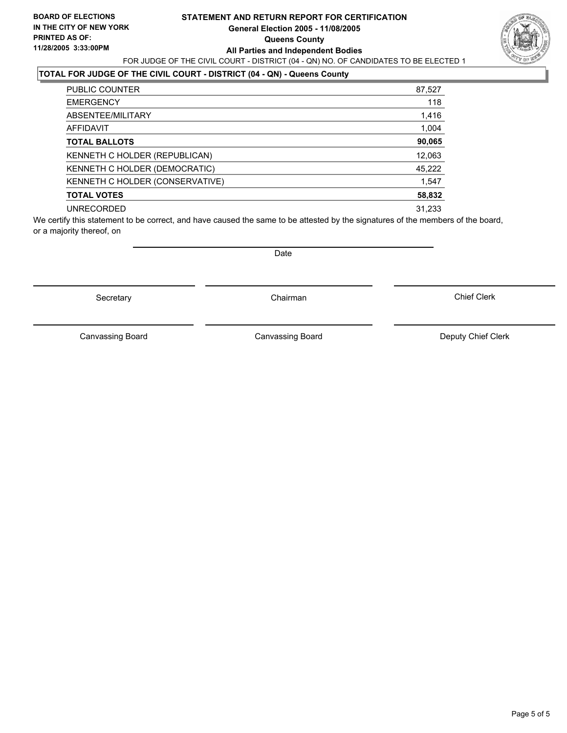**BOARD OF ELECTIONS IN THE CITY OF NEW YORK PRINTED AS OF: 11/28/2005 3:33:00PM**

**STATEMENT AND RETURN REPORT FOR CERTIFICATION**
**General Election 2005 - 11/08/2005**
**Queens County**
**All Parties and Independent Bodies**

FOR JUDGE OF THE CIVIL COURT - DISTRICT (04 - QN) NO. OF CANDIDATES TO BE ELECTED 1

**TOTAL FOR JUDGE OF THE CIVIL COURT - DISTRICT (04 - QN) - Queens County**

| | |
|---|---|
| PUBLIC COUNTER | 87,527 |
| EMERGENCY | 118 |
| ABSENTEE/MILITARY | 1,416 |
| AFFIDAVIT | 1,004 |
| **TOTAL BALLOTS** | **90,065** |
| KENNETH C HOLDER (REPUBLICAN) | 12,063 |
| KENNETH C HOLDER (DEMOCRATIC) | 45,222 |
| KENNETH C HOLDER (CONSERVATIVE) | 1,547 |
| **TOTAL VOTES** | **58,832** |
| UNRECORDED | 31,233 |

We certify this statement to be correct, and have caused the same to be attested by the signatures of the members of the board, or a majority thereof, on

Date

Secretary | Chairman | Chief Clerk

Canvassing Board | Canvassing Board | Deputy Chief Clerk